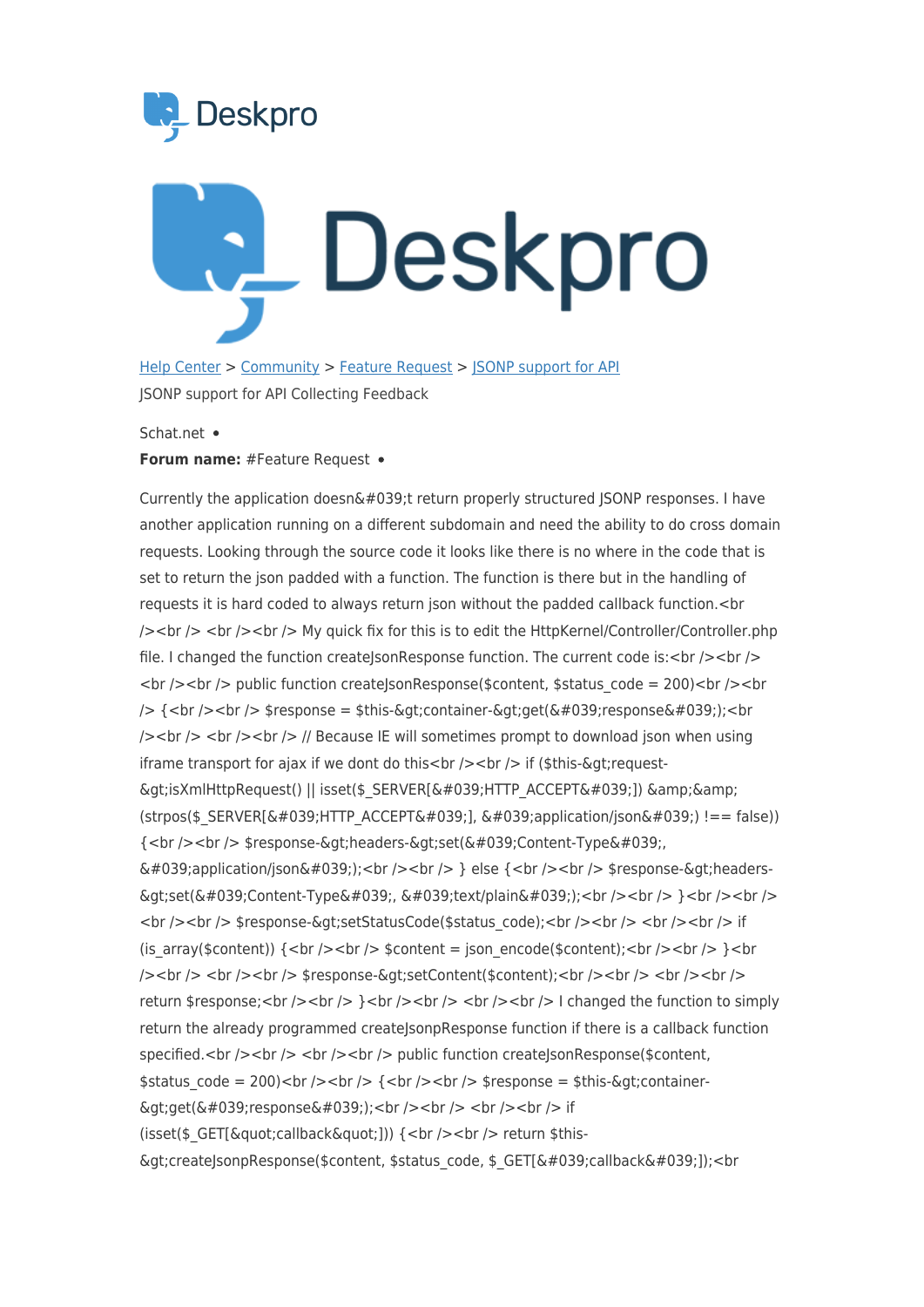Deskpro

Deskpro

[Help Center](#) > [Community](#) > [Feature Request](#) > [JSONP support for API](#)

JSONP support for API Collecting Feedback

Schat.net •

**Forum name:** #Feature Request •

Currently the application doesn&#039;t return properly structured JSONP responses. I have another application running on a different subdomain and need the ability to do cross domain requests. Looking through the source code it looks like there is no where in the code that is set to return the json padded with a function. The function is there but in the handling of requests it is hard coded to always return json without the padded callback function.<br /><br /> <br /><br /> My quick fix for this is to edit the HttpKernel/Controller/Controller.php file. I changed the function createJsonResponse function. The current code is:<br /><br /> <br /><br /> public function createJsonResponse($content, $status_code = 200)<br /><br /> {<br /><br /> $response = $this-&gt;container-&gt;get(&#039;response&#039;);<br /><br /> <br /><br /> // Because IE will sometimes prompt to download json when using iframe transport for ajax if we dont do this<br /><br /> if ($this-&gt;request-&gt;isXmlHttpRequest() || isset($_SERVER[&#039;HTTP_ACCEPT&#039;]) &amp;&amp; (strpos($_SERVER[&#039;HTTP_ACCEPT&#039;], &#039;application/json&#039;) !== false)) {<br /><br /> $response-&gt;headers-&gt;set(&#039;Content-Type&#039;, &#039;application/json&#039;);<br /><br /> } else {<br /><br /> $response-&gt;headers-&gt;set(&#039;Content-Type&#039;, &#039;text/plain&#039;);<br /><br /> }<br /><br /> <br /><br /> $response-&gt;setStatusCode($status_code);<br /><br /> <br /><br /> if (is_array($content)) {<br /><br /> $content = json_encode($content);<br /><br /> }<br /><br /> <br /><br /> $response-&gt;setContent($content);<br /><br /> <br /><br /> return $response;<br /><br /> }<br /><br /> <br /><br /> I changed the function to simply return the already programmed createJsonpResponse function if there is a callback function specified.<br /><br /> <br /><br /> public function createJsonResponse($content, $status_code = 200)<br /><br /> {<br /><br /> $response = $this-&gt;container-&gt;get(&#039;response&#039;);<br /><br /> <br /><br /> if (isset($_GET[&quot;callback&quot;])) {<br /><br /> return $this-&gt;createJsonpResponse($content, $status_code, $_GET[&#039;callback&#039;]);<br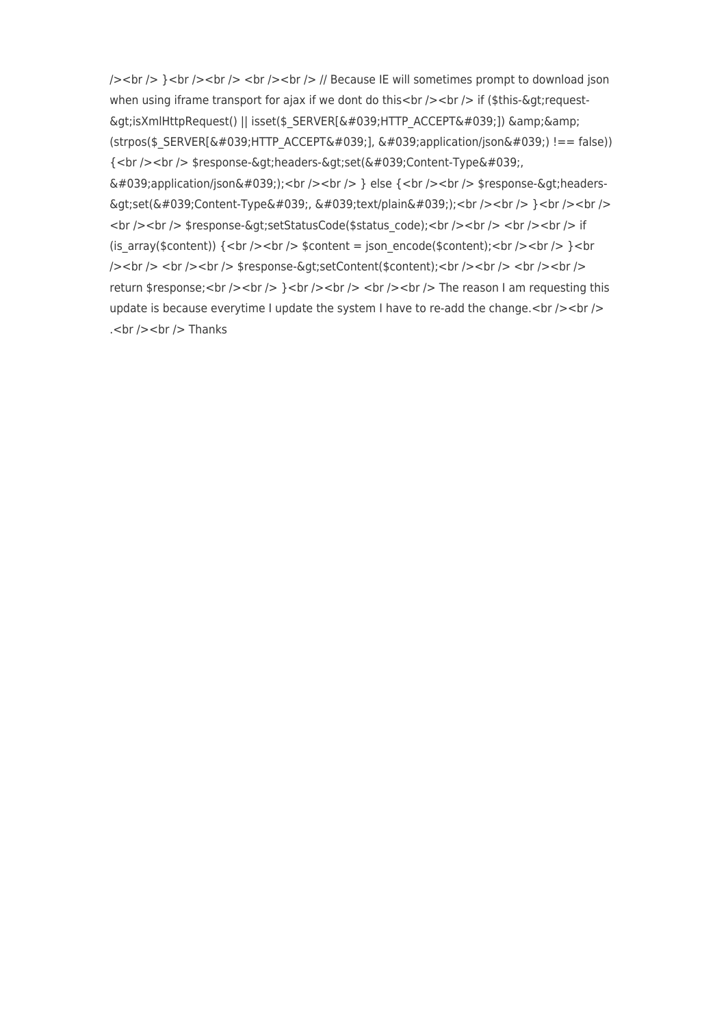/><br /> }<br /><br /> <br /><br /> // Because IE will sometimes prompt to download json when using iframe transport for ajax if we dont do this<br /><br /> if ($this-&gt;request-&gt;isXmlHttpRequest() || isset($_SERVER[&#039;HTTP_ACCEPT&#039;]) &amp;&amp; (strpos($_SERVER[&#039;HTTP_ACCEPT&#039;], &#039;application/json&#039;) !== false)) {<br /><br /> $response-&gt;headers-&gt;set(&#039;Content-Type&#039;, &#039;application/json&#039;);<br /><br /> } else {<br /><br /> $response-&gt;headers-&gt;set(&#039;Content-Type&#039;, &#039;text/plain&#039;);<br /><br /> }<br /><br /> <br /><br /> $response-&gt;setStatusCode($status_code);<br /><br /> <br /><br /> if (is_array($content)) {<br /><br /> $content = json_encode($content);<br /><br /> }<br /><br /> <br /><br /> $response-&gt;setContent($content);<br /><br /> <br /><br /> return $response;<br /><br /> }<br /><br /> <br /><br /> The reason I am requesting this update is because everytime I update the system I have to re-add the change.<br /><br /> .<br /><br /> Thanks